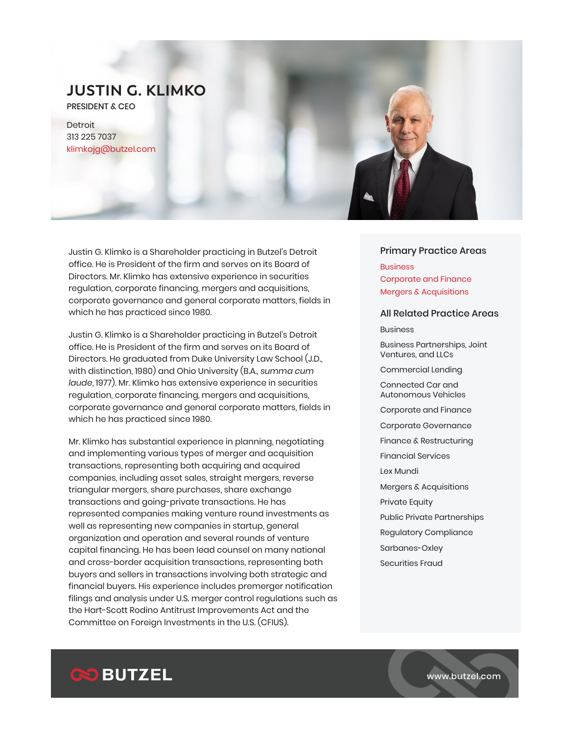# JUSTIN G. KLIMKO

PRESIDENT & CEO

Detroit
313 225 7037
klimkojg@butzel.com

Justin G. Klimko is a Shareholder practicing in Butzel's Detroit office. He is President of the firm and serves on its Board of Directors. Mr. Klimko has extensive experience in securities regulation, corporate financing, mergers and acquisitions, corporate governance and general corporate matters, fields in which he has practiced since 1980.

Justin G. Klimko is a Shareholder practicing in Butzel's Detroit office. He is President of the firm and serves on its Board of Directors. He graduated from Duke University Law School (J.D., with distinction, 1980) and Ohio University (B.A., *summa cum laude*, 1977). Mr. Klimko has extensive experience in securities regulation, corporate financing, mergers and acquisitions, corporate governance and general corporate matters, fields in which he has practiced since 1980.

Mr. Klimko has substantial experience in planning, negotiating and implementing various types of merger and acquisition transactions, representing both acquiring and acquired companies, including asset sales, straight mergers, reverse triangular mergers, share purchases, share exchange transactions and going-private transactions. He has represented companies making venture round investments as well as representing new companies in startup, general organization and operation and several rounds of venture capital financing. He has been lead counsel on many national and cross-border acquisition transactions, representing both buyers and sellers in transactions involving both strategic and financial buyers. His experience includes premerger notification filings and analysis under U.S. merger control regulations such as the Hart-Scott Rodino Antitrust Improvements Act and the Committee on Foreign Investments in the U.S. (CFIUS).

## Primary Practice Areas

- Business
- Corporate and Finance
- Mergers & Acquisitions

## All Related Practice Areas

- Business
- Business Partnerships, Joint Ventures, and LLCs
- Commercial Lending
- Connected Car and Autonomous Vehicles
- Corporate and Finance
- Corporate Governance
- Finance & Restructuring
- Financial Services
- Lex Mundi
- Mergers & Acquisitions
- Private Equity
- Public Private Partnerships
- Regulatory Compliance
- Sarbanes-Oxley
- Securities Fraud

BUTZEL

www.butzel.com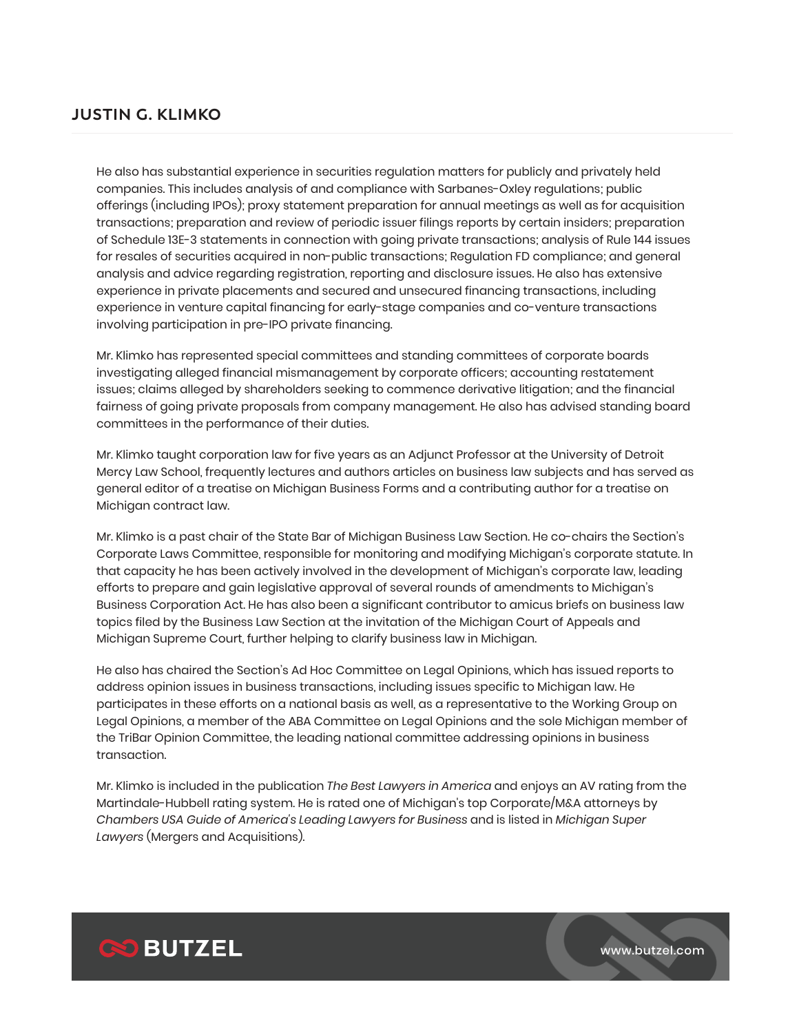He also has substantial experience in securities regulation matters for publicly and privately held companies. This includes analysis of and compliance with Sarbanes-Oxley regulations; public offerings (including IPOs); proxy statement preparation for annual meetings as well as for acquisition transactions; preparation and review of periodic issuer filings reports by certain insiders; preparation of Schedule 13E-3 statements in connection with going private transactions; analysis of Rule 144 issues for resales of securities acquired in non-public transactions; Regulation FD compliance; and general analysis and advice regarding registration, reporting and disclosure issues. He also has extensive experience in private placements and secured and unsecured financing transactions, including experience in venture capital financing for early-stage companies and co-venture transactions involving participation in pre-IPO private financing.

Mr. Klimko has represented special committees and standing committees of corporate boards investigating alleged financial mismanagement by corporate officers; accounting restatement issues; claims alleged by shareholders seeking to commence derivative litigation; and the financial fairness of going private proposals from company management. He also has advised standing board committees in the performance of their duties.

Mr. Klimko taught corporation law for five years as an Adjunct Professor at the University of Detroit Mercy Law School, frequently lectures and authors articles on business law subjects and has served as general editor of a treatise on Michigan Business Forms and a contributing author for a treatise on Michigan contract law.

Mr. Klimko is a past chair of the State Bar of Michigan Business Law Section. He co-chairs the Section's Corporate Laws Committee, responsible for monitoring and modifying Michigan's corporate statute. In that capacity he has been actively involved in the development of Michigan's corporate law, leading efforts to prepare and gain legislative approval of several rounds of amendments to Michigan's Business Corporation Act. He has also been a significant contributor to amicus briefs on business law topics filed by the Business Law Section at the invitation of the Michigan Court of Appeals and Michigan Supreme Court, further helping to clarify business law in Michigan.

He also has chaired the Section's Ad Hoc Committee on Legal Opinions, which has issued reports to address opinion issues in business transactions, including issues specific to Michigan law. He participates in these efforts on a national basis as well, as a representative to the Working Group on Legal Opinions, a member of the ABA Committee on Legal Opinions and the sole Michigan member of the TriBar Opinion Committee, the leading national committee addressing opinions in business transaction.

Mr. Klimko is included in the publication *The Best Lawyers in America* and enjoys an AV rating from the Martindale-Hubbell rating system. He is rated one of Michigan's top Corporate/M&A attorneys by *Chambers USA Guide of America's Leading Lawyers for Business* and is listed in *Michigan Super Lawyers* (Mergers and Acquisitions).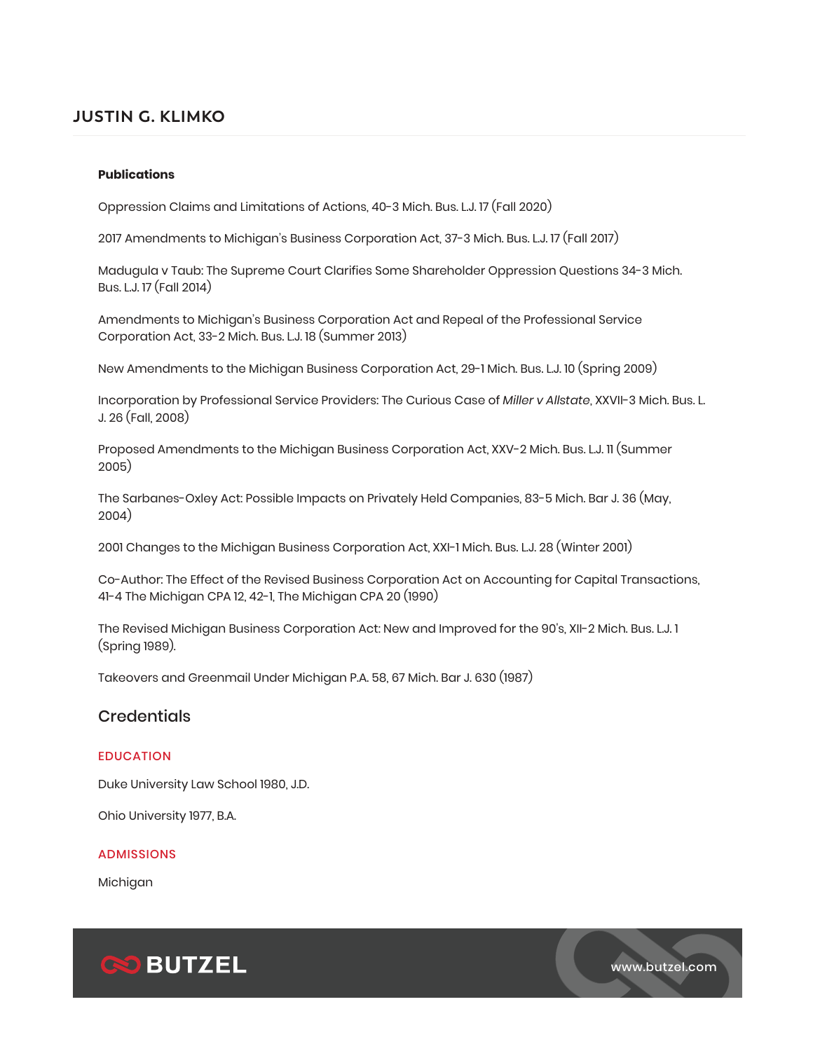# JUSTIN G. KLIMKO

**Publications**

Oppression Claims and Limitations of Actions, 40-3 Mich. Bus. L.J. 17 (Fall 2020)

2017 Amendments to Michigan's Business Corporation Act, 37-3 Mich. Bus. L.J. 17 (Fall 2017)

Madugula v Taub: The Supreme Court Clarifies Some Shareholder Oppression Questions 34-3 Mich. Bus. L.J. 17 (Fall 2014)

Amendments to Michigan's Business Corporation Act and Repeal of the Professional Service Corporation Act, 33-2 Mich. Bus. L.J. 18 (Summer 2013)

New Amendments to the Michigan Business Corporation Act, 29-1 Mich. Bus. L.J. 10 (Spring 2009)

Incorporation by Professional Service Providers: The Curious Case of *Miller v Allstate*, XXVII-3 Mich. Bus. L. J. 26 (Fall, 2008)

Proposed Amendments to the Michigan Business Corporation Act, XXV-2 Mich. Bus. L.J. 11 (Summer 2005)

The Sarbanes-Oxley Act: Possible Impacts on Privately Held Companies, 83-5 Mich. Bar J. 36 (May, 2004)

2001 Changes to the Michigan Business Corporation Act, XXI-1 Mich. Bus. L.J. 28 (Winter 2001)

Co-Author: The Effect of the Revised Business Corporation Act on Accounting for Capital Transactions, 41-4 The Michigan CPA 12, 42-1, The Michigan CPA 20 (1990)

The Revised Michigan Business Corporation Act: New and Improved for the 90's, XII-2 Mich. Bus. L.J. 1 (Spring 1989).

Takeovers and Greenmail Under Michigan P.A. 58, 67 Mich. Bar J. 630 (1987)

## Credentials

### EDUCATION

Duke University Law School 1980, J.D.

Ohio University 1977, B.A.

### ADMISSIONS

Michigan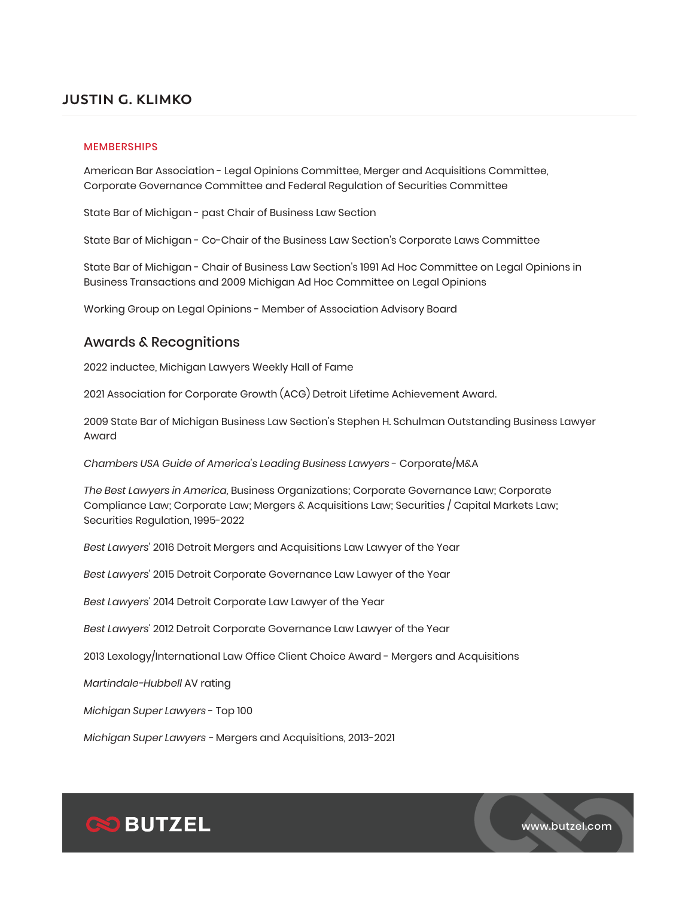# JUSTIN G. KLIMKO

## MEMBERSHIPS

American Bar Association - Legal Opinions Committee, Merger and Acquisitions Committee, Corporate Governance Committee and Federal Regulation of Securities Committee

State Bar of Michigan - past Chair of Business Law Section

State Bar of Michigan - Co-Chair of the Business Law Section's Corporate Laws Committee

State Bar of Michigan - Chair of Business Law Section's 1991 Ad Hoc Committee on Legal Opinions in Business Transactions and 2009 Michigan Ad Hoc Committee on Legal Opinions

Working Group on Legal Opinions - Member of Association Advisory Board

## Awards & Recognitions

2022 inductee, Michigan Lawyers Weekly Hall of Fame

2021 Association for Corporate Growth (ACG) Detroit Lifetime Achievement Award.

2009 State Bar of Michigan Business Law Section's Stephen H. Schulman Outstanding Business Lawyer Award

*Chambers USA Guide of America's Leading Business Lawyers* - Corporate/M&A

*The Best Lawyers in America*, Business Organizations; Corporate Governance Law; Corporate Compliance Law; Corporate Law; Mergers & Acquisitions Law; Securities / Capital Markets Law; Securities Regulation, 1995-2022

*Best Lawyers*' 2016 Detroit Mergers and Acquisitions Law Lawyer of the Year

*Best Lawyers*' 2015 Detroit Corporate Governance Law Lawyer of the Year

*Best Lawyers*' 2014 Detroit Corporate Law Lawyer of the Year

*Best Lawyers*' 2012 Detroit Corporate Governance Law Lawyer of the Year

2013 Lexology/International Law Office Client Choice Award - Mergers and Acquisitions

*Martindale-Hubbell* AV rating

*Michigan Super Lawyers* - Top 100

*Michigan Super Lawyers* - Mergers and Acquisitions, 2013-2021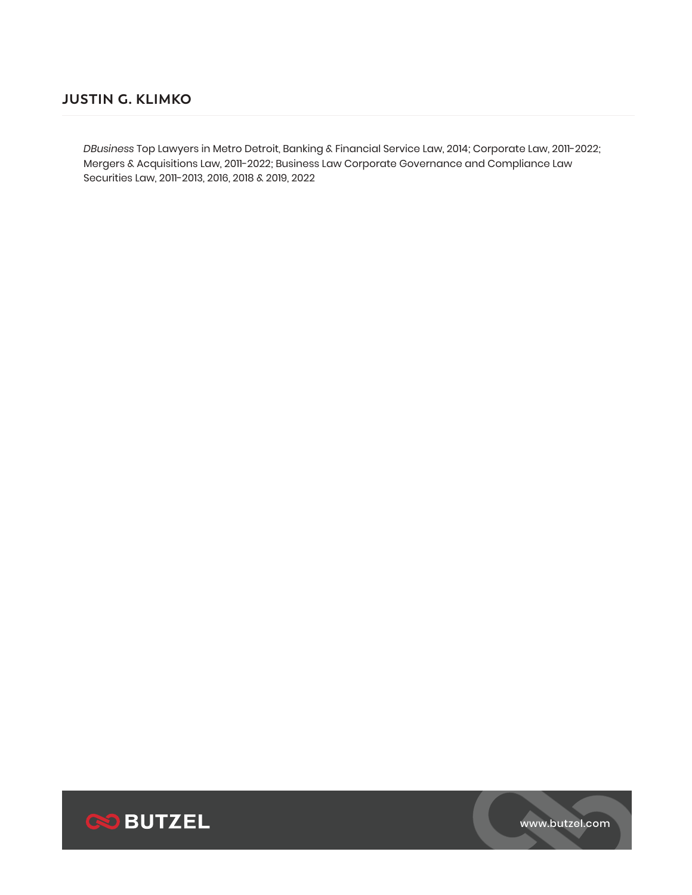## JUSTIN G. KLIMKO

*DBusiness* Top Lawyers in Metro Detroit, Banking & Financial Service Law, 2014; Corporate Law, 2011-2022; Mergers & Acquisitions Law, 2011-2022; Business Law Corporate Governance and Compliance Law Securities Law, 2011-2013, 2016, 2018 & 2019, 2022